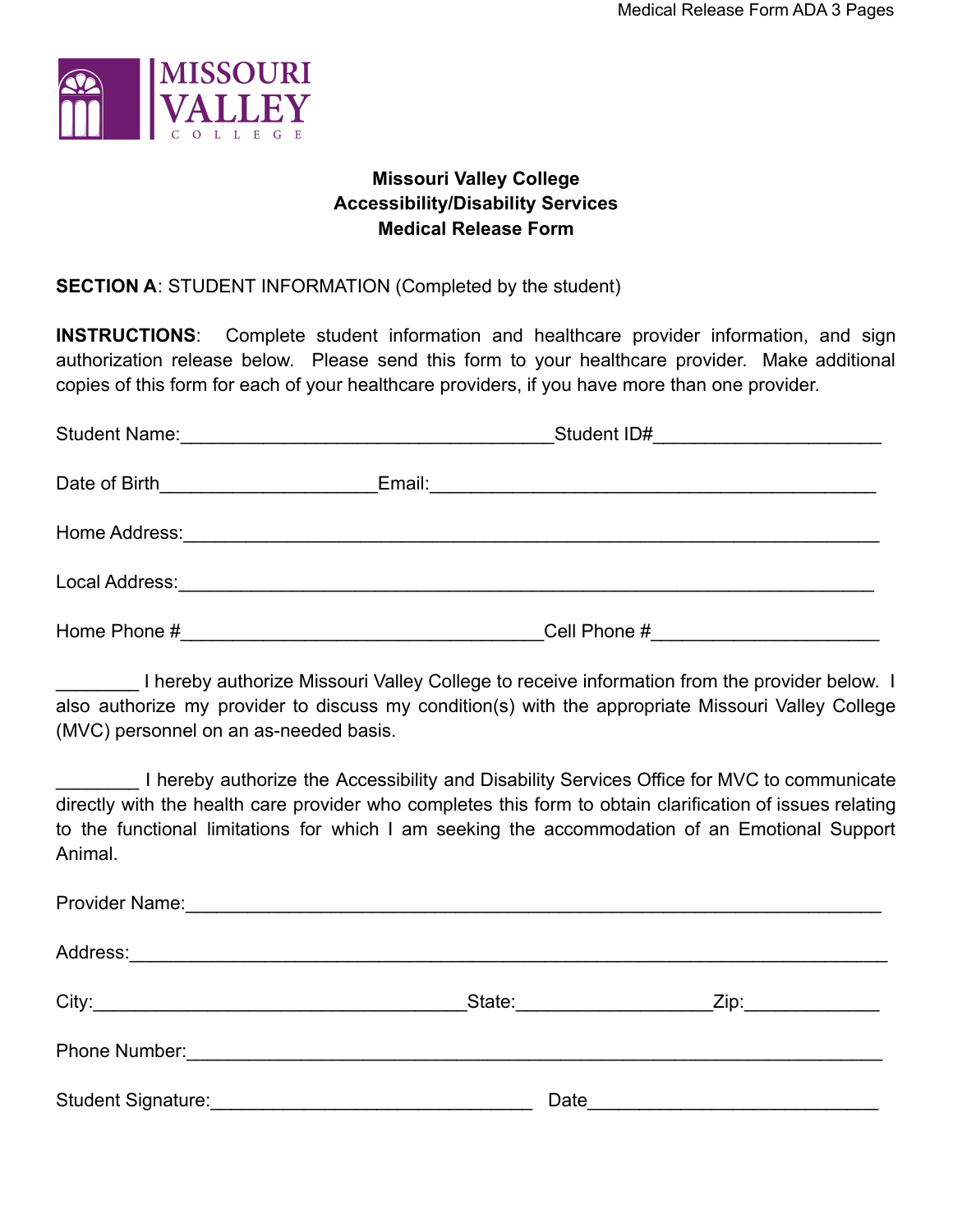**Missouri Valley College**
**Accessibility/Disability Services**
**Medical Release Form**

**SECTION A**: STUDENT INFORMATION (Completed by the student)

**INSTRUCTIONS**: Complete student information and healthcare provider information, and sign authorization release below. Please send this form to your healthcare provider. Make additional copies of this form for each of your healthcare providers, if you have more than one provider.

Student Name:____________________________________Student ID#_____________________

Date of Birth____________________Email:___________________________________________

Home Address:____________________________________________________________________

Local Address:____________________________________________________________________

Home Phone #___________________________________Cell Phone #______________________

________ I hereby authorize Missouri Valley College to receive information from the provider below. I also authorize my provider to discuss my condition(s) with the appropriate Missouri Valley College (MVC) personnel on an as-needed basis.

________ I hereby authorize the Accessibility and Disability Services Office for MVC to communicate directly with the health care provider who completes this form to obtain clarification of issues relating to the functional limitations for which I am seeking the accommodation of an Emotional Support Animal.

Provider Name:___________________________________________________________________

Address:_________________________________________________________________________

City:____________________________________State:__________________Zip:_____________

Phone Number:____________________________________________________________________

Student Signature:_______________________________ Date____________________________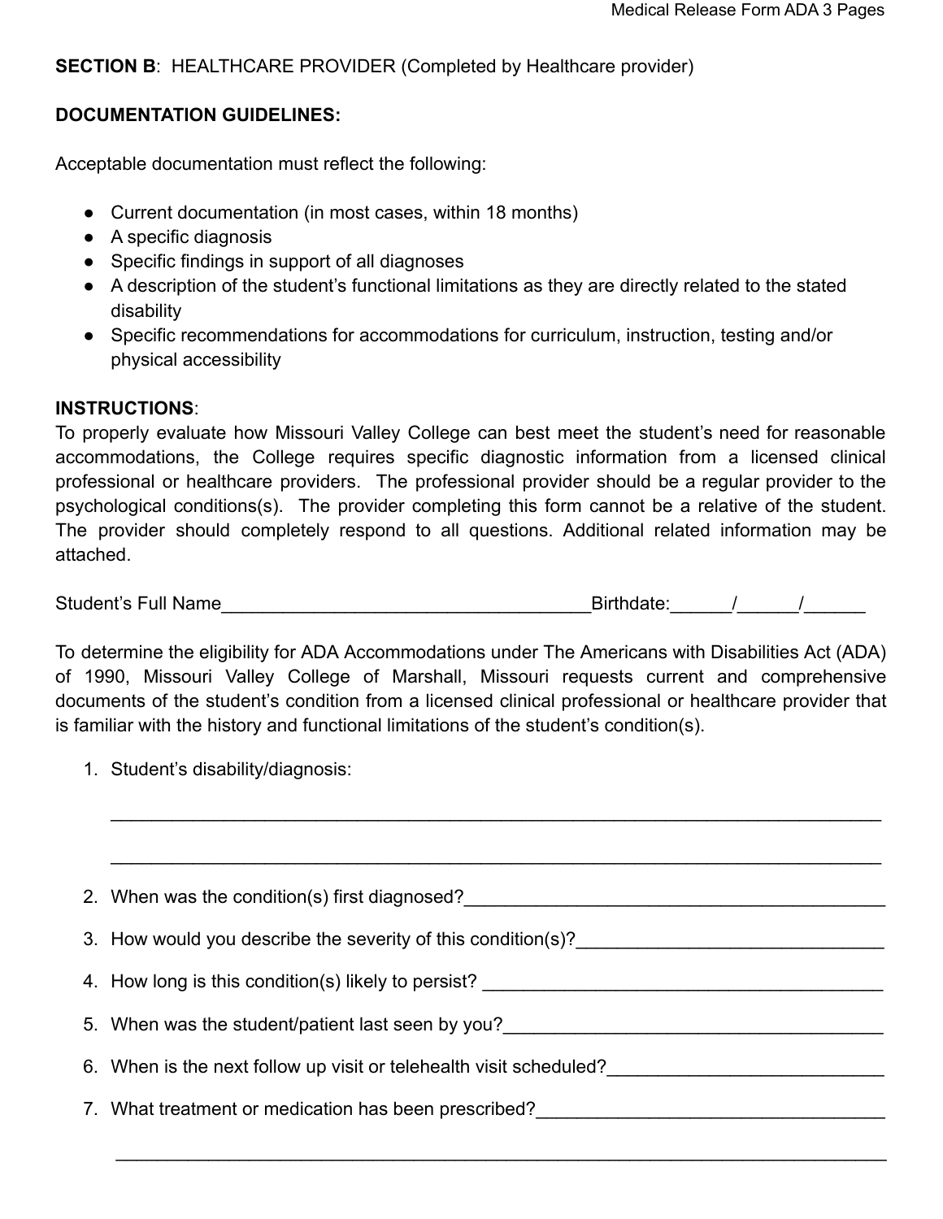**SECTION B**: HEALTHCARE PROVIDER (Completed by Healthcare provider)

**DOCUMENTATION GUIDELINES:**

Acceptable documentation must reflect the following:

- Current documentation (in most cases, within 18 months)
- A specific diagnosis
- Specific findings in support of all diagnoses
- A description of the student's functional limitations as they are directly related to the stated disability
- Specific recommendations for accommodations for curriculum, instruction, testing and/or physical accessibility

**INSTRUCTIONS**:
To properly evaluate how Missouri Valley College can best meet the student's need for reasonable accommodations, the College requires specific diagnostic information from a licensed clinical professional or healthcare providers. The professional provider should be a regular provider to the psychological conditions(s). The provider completing this form cannot be a relative of the student. The provider should completely respond to all questions. Additional related information may be attached.

Student's Full Name____________________________________Birthdate:______/______/______

To determine the eligibility for ADA Accommodations under The Americans with Disabilities Act (ADA) of 1990, Missouri Valley College of Marshall, Missouri requests current and comprehensive documents of the student's condition from a licensed clinical professional or healthcare provider that is familiar with the history and functional limitations of the student's condition(s).

1. Student's disability/diagnosis:

   ___________________________________________________________________________

   ___________________________________________________________________________

2. When was the condition(s) first diagnosed?__________________________________________
3. How would you describe the severity of this condition(s)?______________________________
4. How long is this condition(s) likely to persist? ________________________________________
5. When was the student/patient last seen by you?______________________________________
6. When is the next follow up visit or telehealth visit scheduled?___________________________
7. What treatment or medication has been prescribed?___________________________________

   ___________________________________________________________________________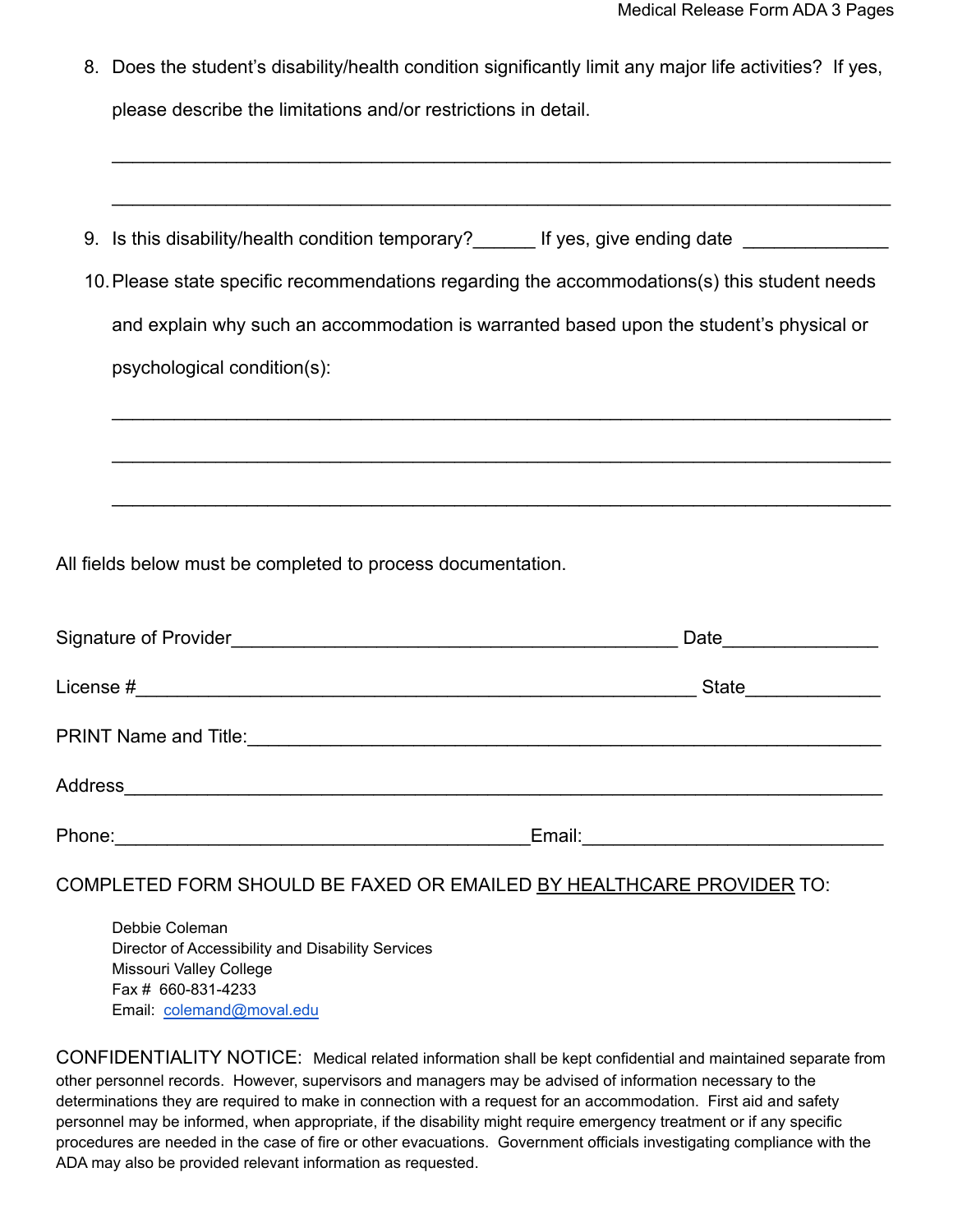8. Does the student's disability/health condition significantly limit any major life activities? If yes, please describe the limitations and/or restrictions in detail.

   ___________________________________________________________________________

   ___________________________________________________________________________

9. Is this disability/health condition temporary?______ If yes, give ending date ______________

10. Please state specific recommendations regarding the accommodations(s) this student needs and explain why such an accommodation is warranted based upon the student's physical or psychological condition(s):

    ___________________________________________________________________________

    ___________________________________________________________________________

    ___________________________________________________________________________

All fields below must be completed to process documentation.

Signature of Provider___________________________________________ Date_______________

License #______________________________________________________ State_____________

PRINT Name and Title:_____________________________________________________________

Address_________________________________________________________________________

Phone:________________________________________Email:_____________________________

COMPLETED FORM SHOULD BE FAXED OR EMAILED <u>BY HEALTHCARE PROVIDER</u> TO:

Debbie Coleman
Director of Accessibility and Disability Services
Missouri Valley College
Fax # 660-831-4233
Email: colemand@moval.edu

CONFIDENTIALITY NOTICE: Medical related information shall be kept confidential and maintained separate from other personnel records. However, supervisors and managers may be advised of information necessary to the determinations they are required to make in connection with a request for an accommodation. First aid and safety personnel may be informed, when appropriate, if the disability might require emergency treatment or if any specific procedures are needed in the case of fire or other evacuations. Government officials investigating compliance with the ADA may also be provided relevant information as requested.